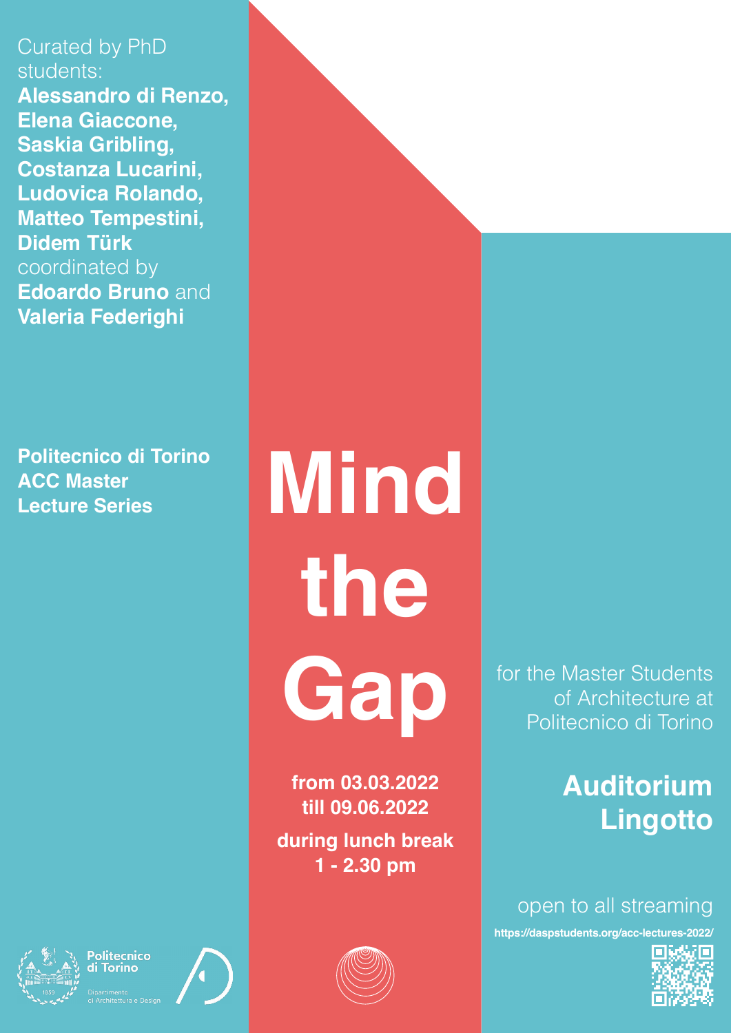Curated by PhD students:
**Alessandro di Renzo, Elena Giaccone, Saskia Gribling, Costanza Lucarini, Ludovica Rolando, Matteo Tempestini, Didem Türk**
coordinated by
**Edoardo Bruno** and **Valeria Federighi**

**Politecnico di Torino**
**ACC Master**
**Lecture Series**

# Mind the Gap

**from 03.03.2022**
**till 09.06.2022**

**during lunch break**
**1 - 2.30 pm**

for the Master Students of Architecture at Politecnico di Torino

## Auditorium Lingotto

open to all streaming

**https://daspstudents.org/acc-lectures-2022/**

Politecnico di Torino
Dipartimento di Architettura e Design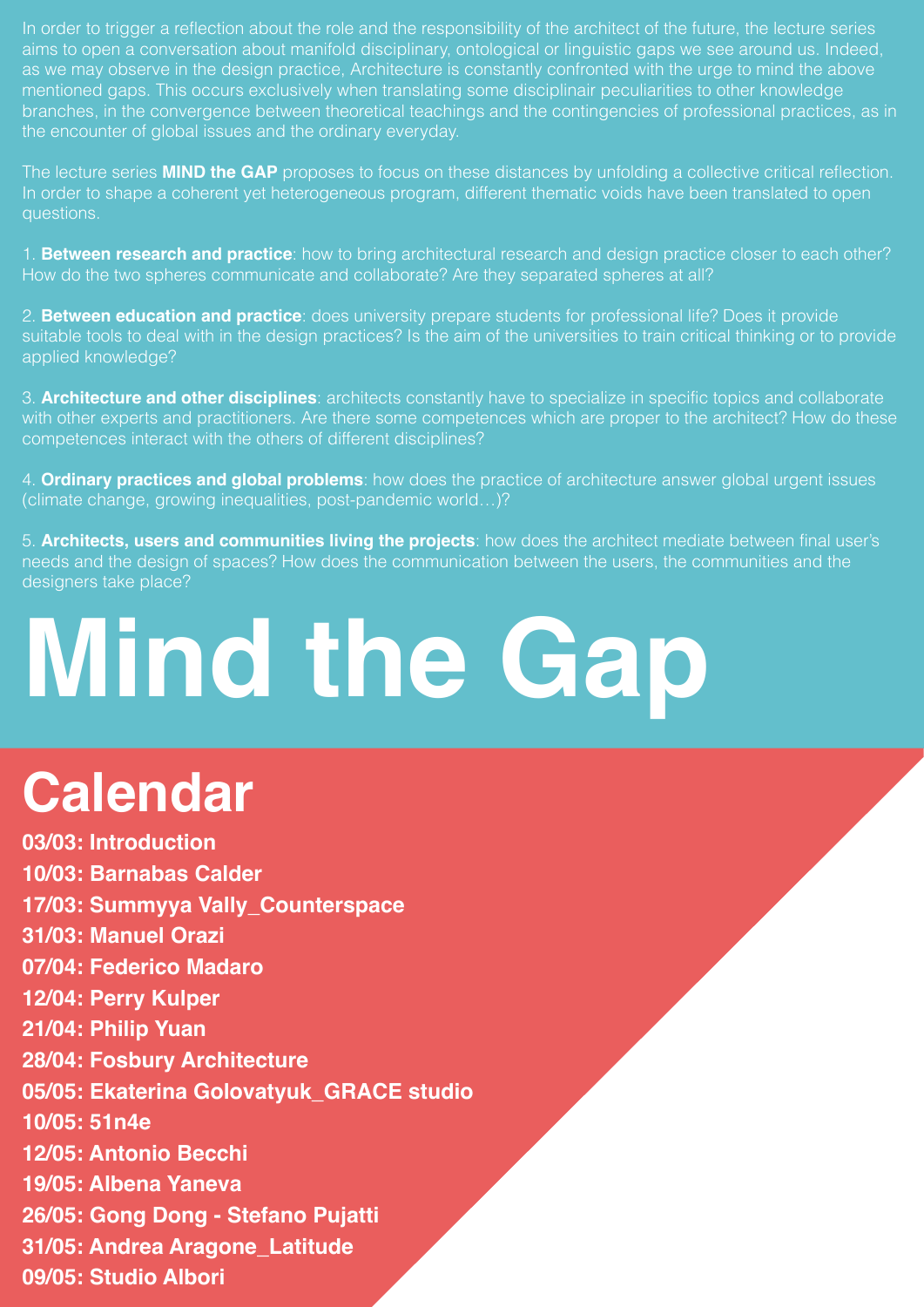In order to trigger a reflection about the role and the responsibility of the architect of the future, the lecture series aims to open a conversation about manifold disciplinary, ontological or linguistic gaps we see around us. Indeed, as we may observe in the design practice, Architecture is constantly confronted with the urge to mind the above mentioned gaps. This occurs exclusively when translating some disciplinair peculiarities to other knowledge branches, in the convergence between theoretical teachings and the contingencies of professional practices, as in the encounter of global issues and the ordinary everyday.

The lecture series **MIND the GAP** proposes to focus on these distances by unfolding a collective critical reflection. In order to shape a coherent yet heterogeneous program, different thematic voids have been translated to open questions.

1. **Between research and practice**: how to bring architectural research and design practice closer to each other? How do the two spheres communicate and collaborate? Are they separated spheres at all?

2. **Between education and practice**: does university prepare students for professional life? Does it provide suitable tools to deal with in the design practices? Is the aim of the universities to train critical thinking or to provide applied knowledge?

3. **Architecture and other disciplines**: architects constantly have to specialize in specific topics and collaborate with other experts and practitioners. Are there some competences which are proper to the architect? How do these competences interact with the others of different disciplines?

4. **Ordinary practices and global problems**: how does the practice of architecture answer global urgent issues (climate change, growing inequalities, post-pandemic world…)?

5. **Architects, users and communities living the projects**: how does the architect mediate between final user's needs and the design of spaces? How does the communication between the users, the communities and the designers take place?

# Mind the Gap

## Calendar

**03/03: Introduction**
**10/03: Barnabas Calder**
**17/03: Summyya Vally_Counterspace**
**31/03: Manuel Orazi**
**07/04: Federico Madaro**
**12/04: Perry Kulper**
**21/04: Philip Yuan**
**28/04: Fosbury Architecture**
**05/05: Ekaterina Golovatyuk_GRACE studio**
**10/05: 51n4e**
**12/05: Antonio Becchi**
**19/05: Albena Yaneva**
**26/05: Gong Dong - Stefano Pujatti**
**31/05: Andrea Aragone_Latitude**
**09/05: Studio Albori**